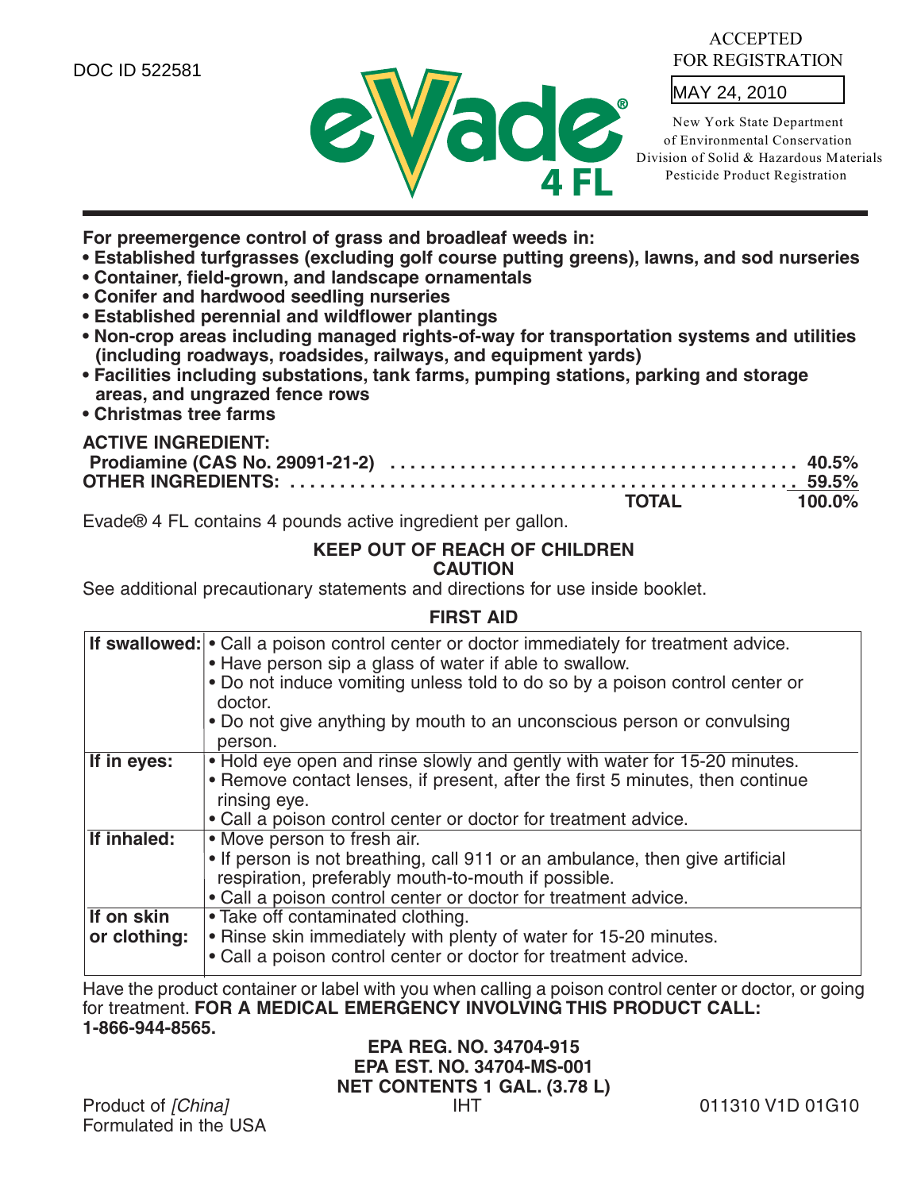DOC ID 522581

# eVade® 4 FL

ACCEPTED
FOR REGISTRATION

MAY 24, 2010

New York State Department
of Environmental Conservation
Division of Solid & Hazardous Materials
Pesticide Product Registration

**For preemergence control of grass and broadleaf weeds in:**

- **Established turfgrasses (excluding golf course putting greens), lawns, and sod nurseries**
- **Container, field-grown, and landscape ornamentals**
- **Conifer and hardwood seedling nurseries**
- **Established perennial and wildflower plantings**
- **Non-crop areas including managed rights-of-way for transportation systems and utilities (including roadways, roadsides, railways, and equipment yards)**
- **Facilities including substations, tank farms, pumping stations, parking and storage areas, and ungrazed fence rows**
- **Christmas tree farms**

| **ACTIVE INGREDIENT:** | |
|---|---|
| **Prodiamine (CAS No. 29091-21-2)** | **40.5%** |
| **OTHER INGREDIENTS:** | **59.5%** |
| **TOTAL** | **100.0%** |

Evade® 4 FL contains 4 pounds active ingredient per gallon.

**KEEP OUT OF REACH OF CHILDREN**
**CAUTION**

See additional precautionary statements and directions for use inside booklet.

## FIRST AID

| | |
|---|---|
| **If swallowed:** | • Call a poison control center or doctor immediately for treatment advice.<br>• Have person sip a glass of water if able to swallow.<br>• Do not induce vomiting unless told to do so by a poison control center or doctor.<br>• Do not give anything by mouth to an unconscious person or convulsing person. |
| **If in eyes:** | • Hold eye open and rinse slowly and gently with water for 15-20 minutes.<br>• Remove contact lenses, if present, after the first 5 minutes, then continue rinsing eye.<br>• Call a poison control center or doctor for treatment advice. |
| **If inhaled:** | • Move person to fresh air.<br>• If person is not breathing, call 911 or an ambulance, then give artificial respiration, preferably mouth-to-mouth if possible.<br>• Call a poison control center or doctor for treatment advice. |
| **If on skin or clothing:** | • Take off contaminated clothing.<br>• Rinse skin immediately with plenty of water for 15-20 minutes.<br>• Call a poison control center or doctor for treatment advice. |

Have the product container or label with you when calling a poison control center or doctor, or going for treatment. **FOR A MEDICAL EMERGENCY INVOLVING THIS PRODUCT CALL: 1-866-944-8565.**

**EPA REG. NO. 34704-915**
**EPA EST. NO. 34704-MS-001**
**NET CONTENTS 1 GAL. (3.78 L)**
IHT

Product of *[China]*
Formulated in the USA

011310 V1D 01G10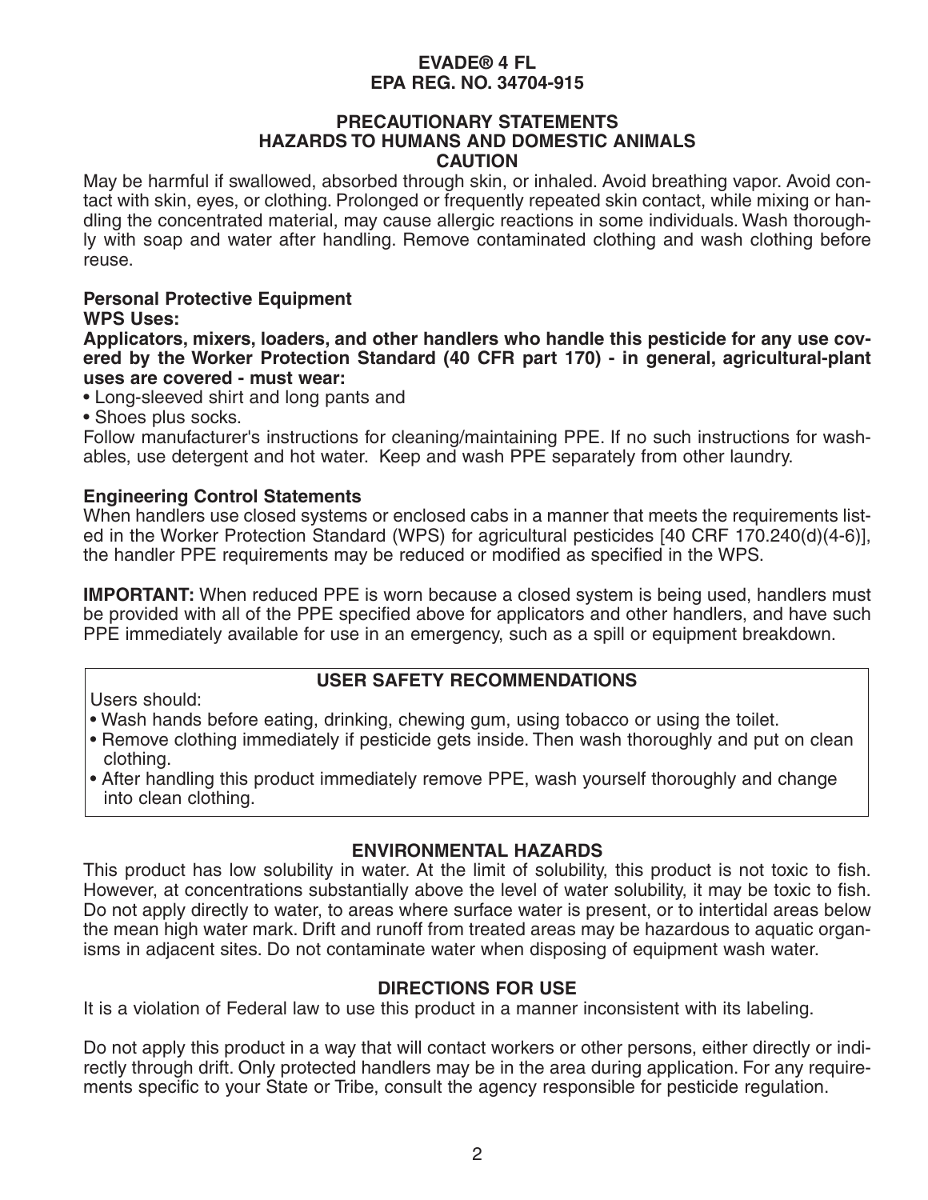**EVADE® 4 FL**
**EPA REG. NO. 34704-915**

## PRECAUTIONARY STATEMENTS
## HAZARDS TO HUMANS AND DOMESTIC ANIMALS
## CAUTION

May be harmful if swallowed, absorbed through skin, or inhaled. Avoid breathing vapor. Avoid contact with skin, eyes, or clothing. Prolonged or frequently repeated skin contact, while mixing or handling the concentrated material, may cause allergic reactions in some individuals. Wash thoroughly with soap and water after handling. Remove contaminated clothing and wash clothing before reuse.

### Personal Protective Equipment

**WPS Uses:**

**Applicators, mixers, loaders, and other handlers who handle this pesticide for any use covered by the Worker Protection Standard (40 CFR part 170) - in general, agricultural-plant uses are covered - must wear:**

- Long-sleeved shirt and long pants and
- Shoes plus socks.

Follow manufacturer's instructions for cleaning/maintaining PPE. If no such instructions for washables, use detergent and hot water. Keep and wash PPE separately from other laundry.

### Engineering Control Statements

When handlers use closed systems or enclosed cabs in a manner that meets the requirements listed in the Worker Protection Standard (WPS) for agricultural pesticides [40 CRF 170.240(d)(4-6)], the handler PPE requirements may be reduced or modified as specified in the WPS.

**IMPORTANT:** When reduced PPE is worn because a closed system is being used, handlers must be provided with all of the PPE specified above for applicators and other handlers, and have such PPE immediately available for use in an emergency, such as a spill or equipment breakdown.

### USER SAFETY RECOMMENDATIONS

Users should:

- Wash hands before eating, drinking, chewing gum, using tobacco or using the toilet.
- Remove clothing immediately if pesticide gets inside. Then wash thoroughly and put on clean clothing.
- After handling this product immediately remove PPE, wash yourself thoroughly and change into clean clothing.

## ENVIRONMENTAL HAZARDS

This product has low solubility in water. At the limit of solubility, this product is not toxic to fish. However, at concentrations substantially above the level of water solubility, it may be toxic to fish. Do not apply directly to water, to areas where surface water is present, or to intertidal areas below the mean high water mark. Drift and runoff from treated areas may be hazardous to aquatic organisms in adjacent sites. Do not contaminate water when disposing of equipment wash water.

## DIRECTIONS FOR USE

It is a violation of Federal law to use this product in a manner inconsistent with its labeling.

Do not apply this product in a way that will contact workers or other persons, either directly or indirectly through drift. Only protected handlers may be in the area during application. For any requirements specific to your State or Tribe, consult the agency responsible for pesticide regulation.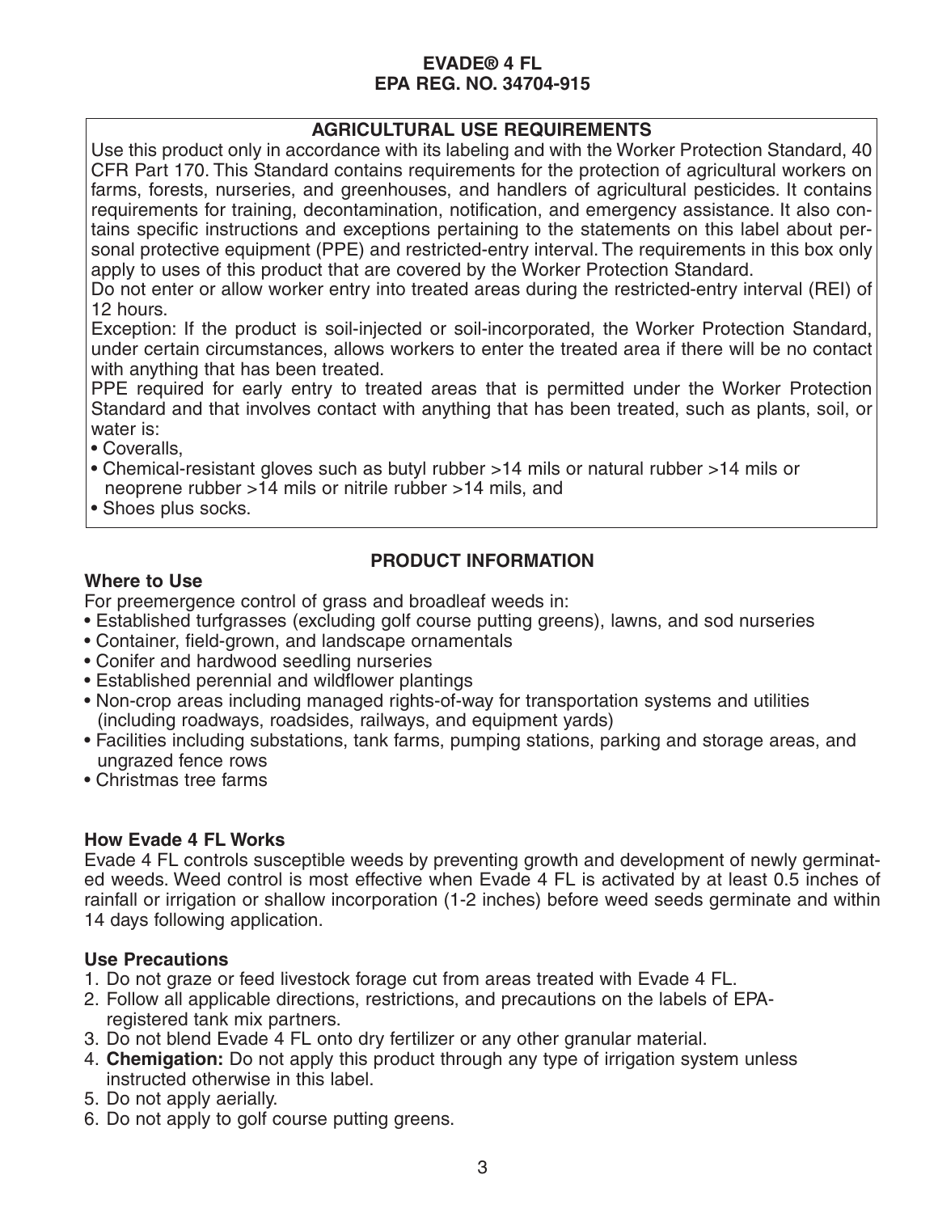**EVADE® 4 FL**
**EPA REG. NO. 34704-915**

## AGRICULTURAL USE REQUIREMENTS

Use this product only in accordance with its labeling and with the Worker Protection Standard, 40 CFR Part 170. This Standard contains requirements for the protection of agricultural workers on farms, forests, nurseries, and greenhouses, and handlers of agricultural pesticides. It contains requirements for training, decontamination, notification, and emergency assistance. It also contains specific instructions and exceptions pertaining to the statements on this label about personal protective equipment (PPE) and restricted-entry interval. The requirements in this box only apply to uses of this product that are covered by the Worker Protection Standard.

Do not enter or allow worker entry into treated areas during the restricted-entry interval (REI) of 12 hours.

Exception: If the product is soil-injected or soil-incorporated, the Worker Protection Standard, under certain circumstances, allows workers to enter the treated area if there will be no contact with anything that has been treated.

PPE required for early entry to treated areas that is permitted under the Worker Protection Standard and that involves contact with anything that has been treated, such as plants, soil, or water is:

- Coveralls,
- Chemical-resistant gloves such as butyl rubber >14 mils or natural rubber >14 mils or neoprene rubber >14 mils or nitrile rubber >14 mils, and
- Shoes plus socks.

## PRODUCT INFORMATION

### Where to Use

For preemergence control of grass and broadleaf weeds in:

- Established turfgrasses (excluding golf course putting greens), lawns, and sod nurseries
- Container, field-grown, and landscape ornamentals
- Conifer and hardwood seedling nurseries
- Established perennial and wildflower plantings
- Non-crop areas including managed rights-of-way for transportation systems and utilities (including roadways, roadsides, railways, and equipment yards)
- Facilities including substations, tank farms, pumping stations, parking and storage areas, and ungrazed fence rows
- Christmas tree farms

### How Evade 4 FL Works

Evade 4 FL controls susceptible weeds by preventing growth and development of newly germinated weeds. Weed control is most effective when Evade 4 FL is activated by at least 0.5 inches of rainfall or irrigation or shallow incorporation (1-2 inches) before weed seeds germinate and within 14 days following application.

### Use Precautions

1. Do not graze or feed livestock forage cut from areas treated with Evade 4 FL.
2. Follow all applicable directions, restrictions, and precautions on the labels of EPA-registered tank mix partners.
3. Do not blend Evade 4 FL onto dry fertilizer or any other granular material.
4. **Chemigation:** Do not apply this product through any type of irrigation system unless instructed otherwise in this label.
5. Do not apply aerially.
6. Do not apply to golf course putting greens.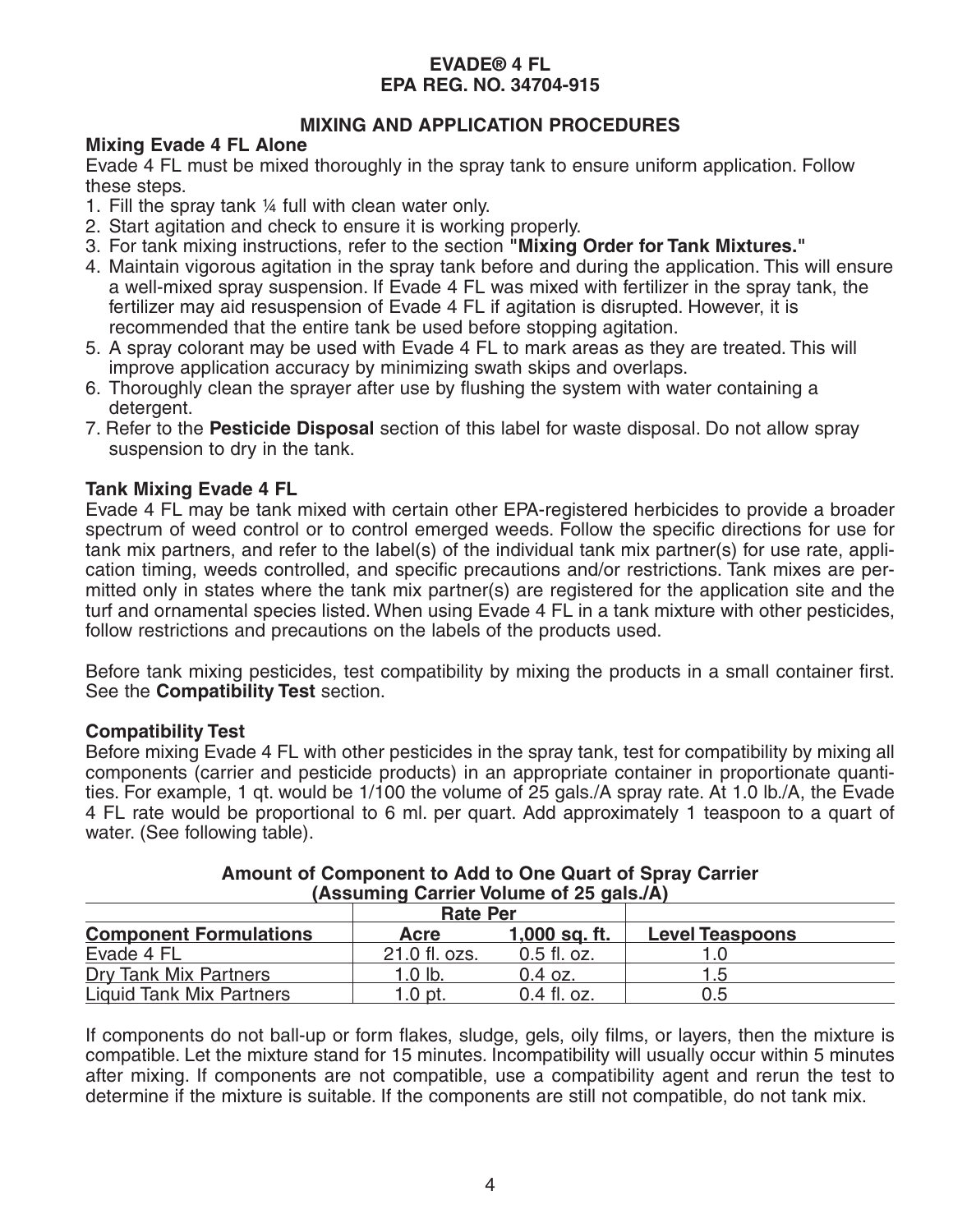# EVADE® 4 FL
# EPA REG. NO. 34704-915

## MIXING AND APPLICATION PROCEDURES

### Mixing Evade 4 FL Alone

Evade 4 FL must be mixed thoroughly in the spray tank to ensure uniform application. Follow these steps.

1. Fill the spray tank ¼ full with clean water only.
2. Start agitation and check to ensure it is working properly.
3. For tank mixing instructions, refer to the section **"Mixing Order for Tank Mixtures."**
4. Maintain vigorous agitation in the spray tank before and during the application. This will ensure a well-mixed spray suspension. If Evade 4 FL was mixed with fertilizer in the spray tank, the fertilizer may aid resuspension of Evade 4 FL if agitation is disrupted. However, it is recommended that the entire tank be used before stopping agitation.
5. A spray colorant may be used with Evade 4 FL to mark areas as they are treated. This will improve application accuracy by minimizing swath skips and overlaps.
6. Thoroughly clean the sprayer after use by flushing the system with water containing a detergent.
7. Refer to the **Pesticide Disposal** section of this label for waste disposal. Do not allow spray suspension to dry in the tank.

### Tank Mixing Evade 4 FL

Evade 4 FL may be tank mixed with certain other EPA-registered herbicides to provide a broader spectrum of weed control or to control emerged weeds. Follow the specific directions for use for tank mix partners, and refer to the label(s) of the individual tank mix partner(s) for use rate, application timing, weeds controlled, and specific precautions and/or restrictions. Tank mixes are permitted only in states where the tank mix partner(s) are registered for the application site and the turf and ornamental species listed. When using Evade 4 FL in a tank mixture with other pesticides, follow restrictions and precautions on the labels of the products used.

Before tank mixing pesticides, test compatibility by mixing the products in a small container first. See the **Compatibility Test** section.

### Compatibility Test

Before mixing Evade 4 FL with other pesticides in the spray tank, test for compatibility by mixing all components (carrier and pesticide products) in an appropriate container in proportionate quantities. For example, 1 qt. would be 1/100 the volume of 25 gals./A spray rate. At 1.0 lb./A, the Evade 4 FL rate would be proportional to 6 ml. per quart. Add approximately 1 teaspoon to a quart of water. (See following table).

**Amount of Component to Add to One Quart of Spray Carrier (Assuming Carrier Volume of 25 gals./A)**

| | Rate Per | | |
|---|---|---|---|
| **Component Formulations** | **Acre** | **1,000 sq. ft.** | **Level Teaspoons** |
| Evade 4 FL | 21.0 fl. ozs. | 0.5 fl. oz. | 1.0 |
| Dry Tank Mix Partners | 1.0 lb. | 0.4 oz. | 1.5 |
| Liquid Tank Mix Partners | 1.0 pt. | 0.4 fl. oz. | 0.5 |

If components do not ball-up or form flakes, sludge, gels, oily films, or layers, then the mixture is compatible. Let the mixture stand for 15 minutes. Incompatibility will usually occur within 5 minutes after mixing. If components are not compatible, use a compatibility agent and rerun the test to determine if the mixture is suitable. If the components are still not compatible, do not tank mix.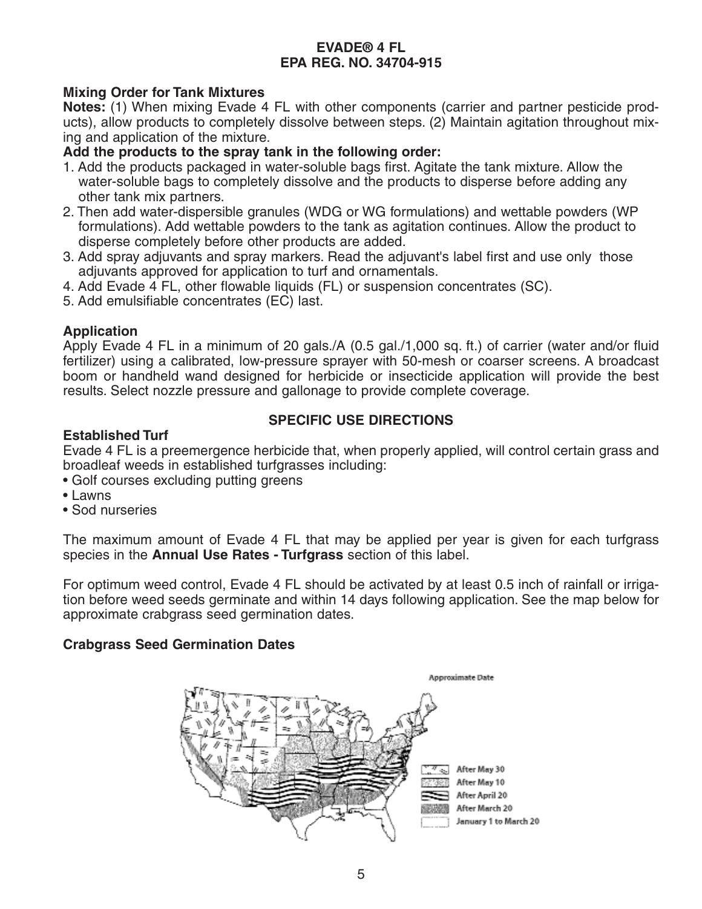**EVADE® 4 FL**
**EPA REG. NO. 34704-915**

### Mixing Order for Tank Mixtures

**Notes:** (1) When mixing Evade 4 FL with other components (carrier and partner pesticide products), allow products to completely dissolve between steps. (2) Maintain agitation throughout mixing and application of the mixture.

**Add the products to the spray tank in the following order:**

1. Add the products packaged in water-soluble bags first. Agitate the tank mixture. Allow the water-soluble bags to completely dissolve and the products to disperse before adding any other tank mix partners.
2. Then add water-dispersible granules (WDG or WG formulations) and wettable powders (WP formulations). Add wettable powders to the tank as agitation continues. Allow the product to disperse completely before other products are added.
3. Add spray adjuvants and spray markers. Read the adjuvant's label first and use only those adjuvants approved for application to turf and ornamentals.
4. Add Evade 4 FL, other flowable liquids (FL) or suspension concentrates (SC).
5. Add emulsifiable concentrates (EC) last.

### Application

Apply Evade 4 FL in a minimum of 20 gals./A (0.5 gal./1,000 sq. ft.) of carrier (water and/or fluid fertilizer) using a calibrated, low-pressure sprayer with 50-mesh or coarser screens. A broadcast boom or handheld wand designed for herbicide or insecticide application will provide the best results. Select nozzle pressure and gallonage to provide complete coverage.

## SPECIFIC USE DIRECTIONS

### Established Turf

Evade 4 FL is a preemergence herbicide that, when properly applied, will control certain grass and broadleaf weeds in established turfgrasses including:

- Golf courses excluding putting greens
- Lawns
- Sod nurseries

The maximum amount of Evade 4 FL that may be applied per year is given for each turfgrass species in the **Annual Use Rates - Turfgrass** section of this label.

For optimum weed control, Evade 4 FL should be activated by at least 0.5 inch of rainfall or irrigation before weed seeds germinate and within 14 days following application. See the map below for approximate crabgrass seed germination dates.

### Crabgrass Seed Germination Dates

Approximate Date

- After May 30
- After May 10
- After April 20
- After March 20
- January 1 to March 20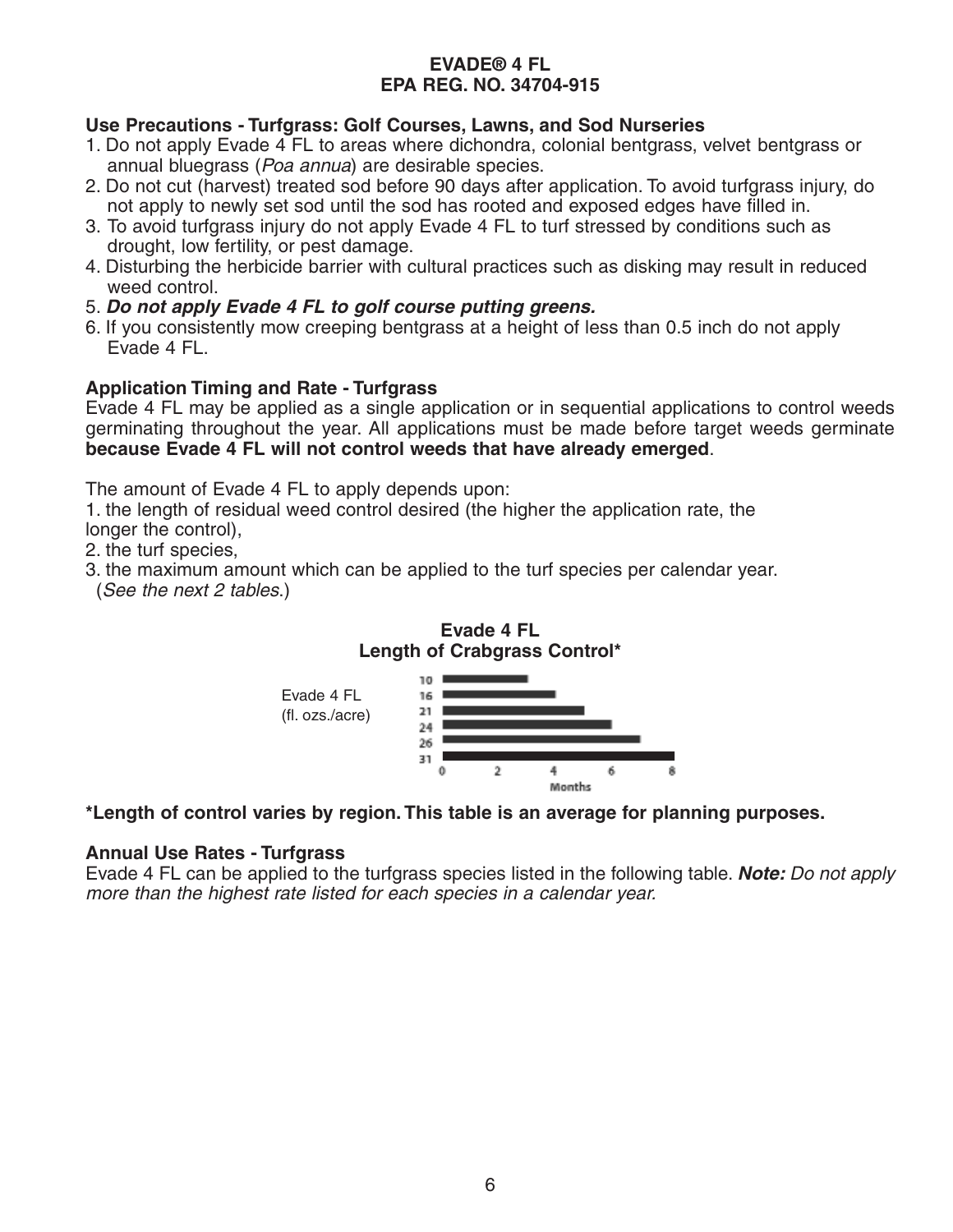# EVADE® 4 FL
# EPA REG. NO. 34704-915

**Use Precautions - Turfgrass: Golf Courses, Lawns, and Sod Nurseries**

1. Do not apply Evade 4 FL to areas where dichondra, colonial bentgrass, velvet bentgrass or annual bluegrass (*Poa annua*) are desirable species.
2. Do not cut (harvest) treated sod before 90 days after application. To avoid turfgrass injury, do not apply to newly set sod until the sod has rooted and exposed edges have filled in.
3. To avoid turfgrass injury do not apply Evade 4 FL to turf stressed by conditions such as drought, low fertility, or pest damage.
4. Disturbing the herbicide barrier with cultural practices such as disking may result in reduced weed control.
5. ***Do not apply Evade 4 FL to golf course putting greens.***
6. If you consistently mow creeping bentgrass at a height of less than 0.5 inch do not apply Evade 4 FL.

**Application Timing and Rate - Turfgrass**

Evade 4 FL may be applied as a single application or in sequential applications to control weeds germinating throughout the year. All applications must be made before target weeds germinate **because Evade 4 FL will not control weeds that have already emerged**.

The amount of Evade 4 FL to apply depends upon:

1. the length of residual weed control desired (the higher the application rate, the longer the control),
2. the turf species,
3. the maximum amount which can be applied to the turf species per calendar year.

(*See the next 2 tables.*)

**Evade 4 FL**
**Length of Crabgrass Control***

Evade 4 FL (fl. ozs./acre): 10, 16, 21, 24, 26, 31

Months: 0, 2, 4, 6, 8

**\*Length of control varies by region. This table is an average for planning purposes.**

**Annual Use Rates - Turfgrass**

Evade 4 FL can be applied to the turfgrass species listed in the following table. ***Note:*** *Do not apply more than the highest rate listed for each species in a calendar year.*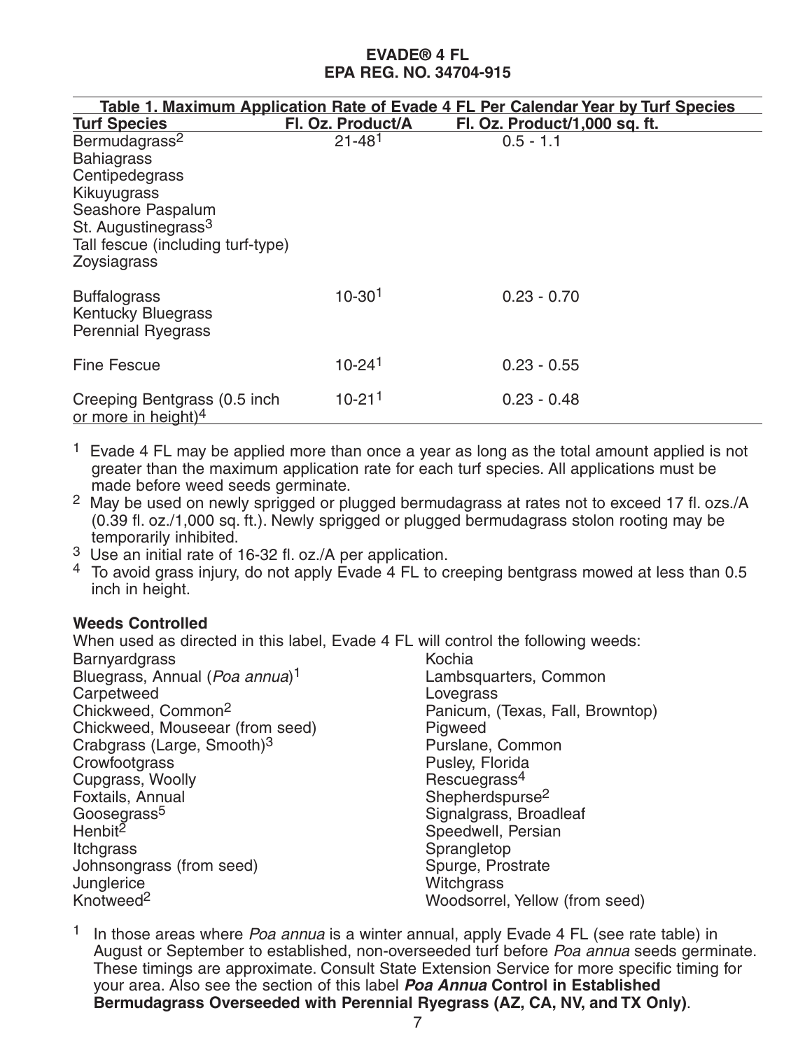**EVADE® 4 FL**
**EPA REG. NO. 34704-915**

**Table 1. Maximum Application Rate of Evade 4 FL Per Calendar Year by Turf Species**

| Turf Species | Fl. Oz. Product/A | Fl. Oz. Product/1,000 sq. ft. |
|---|---|---|
| Bermudagrass[2]<br>Bahiagrass<br>Centipedegrass<br>Kikuyugrass<br>Seashore Paspalum<br>St. Augustinegrass[3]<br>Tall fescue (including turf-type)<br>Zoysiagrass | 21-48[1] | 0.5 - 1.1 |
| Buffalograss<br>Kentucky Bluegrass<br>Perennial Ryegrass | 10-30[1] | 0.23 - 0.70 |
| Fine Fescue | 10-24[1] | 0.23 - 0.55 |
| Creeping Bentgrass (0.5 inch or more in height)[4] | 10-21[1] | 0.23 - 0.48 |

[1] Evade 4 FL may be applied more than once a year as long as the total amount applied is not greater than the maximum application rate for each turf species. All applications must be made before weed seeds germinate.

[2] May be used on newly sprigged or plugged bermudagrass at rates not to exceed 17 fl. ozs./A (0.39 fl. oz./1,000 sq. ft.). Newly sprigged or plugged bermudagrass stolon rooting may be temporarily inhibited.

[3] Use an initial rate of 16-32 fl. oz./A per application.

[4] To avoid grass injury, do not apply Evade 4 FL to creeping bentgrass mowed at less than 0.5 inch in height.

**Weeds Controlled**

When used as directed in this label, Evade 4 FL will control the following weeds:

- Barnyardgrass
- Bluegrass, Annual (*Poa annua*)[1]
- Carpetweed
- Chickweed, Common[2]
- Chickweed, Mouseear (from seed)
- Crabgrass (Large, Smooth)[3]
- Crowfootgrass
- Cupgrass, Woolly
- Foxtails, Annual
- Goosegrass[5]
- Henbit[2]
- Itchgrass
- Johnsongrass (from seed)
- Junglerice
- Knotweed[2]
- Kochia
- Lambsquarters, Common
- Lovegrass
- Panicum, (Texas, Fall, Browntop)
- Pigweed
- Purslane, Common
- Pusley, Florida
- Rescuegrass[4]
- Shepherdspurse[2]
- Signalgrass, Broadleaf
- Speedwell, Persian
- Sprangletop
- Spurge, Prostrate
- Witchgrass
- Woodsorrel, Yellow (from seed)

[1] In those areas where *Poa annua* is a winter annual, apply Evade 4 FL (see rate table) in August or September to established, non-overseeded turf before *Poa annua* seeds germinate. These timings are approximate. Consult State Extension Service for more specific timing for your area. Also see the section of this label ***Poa Annua*** **Control in Established Bermudagrass Overseeded with Perennial Ryegrass (AZ, CA, NV, and TX Only)**.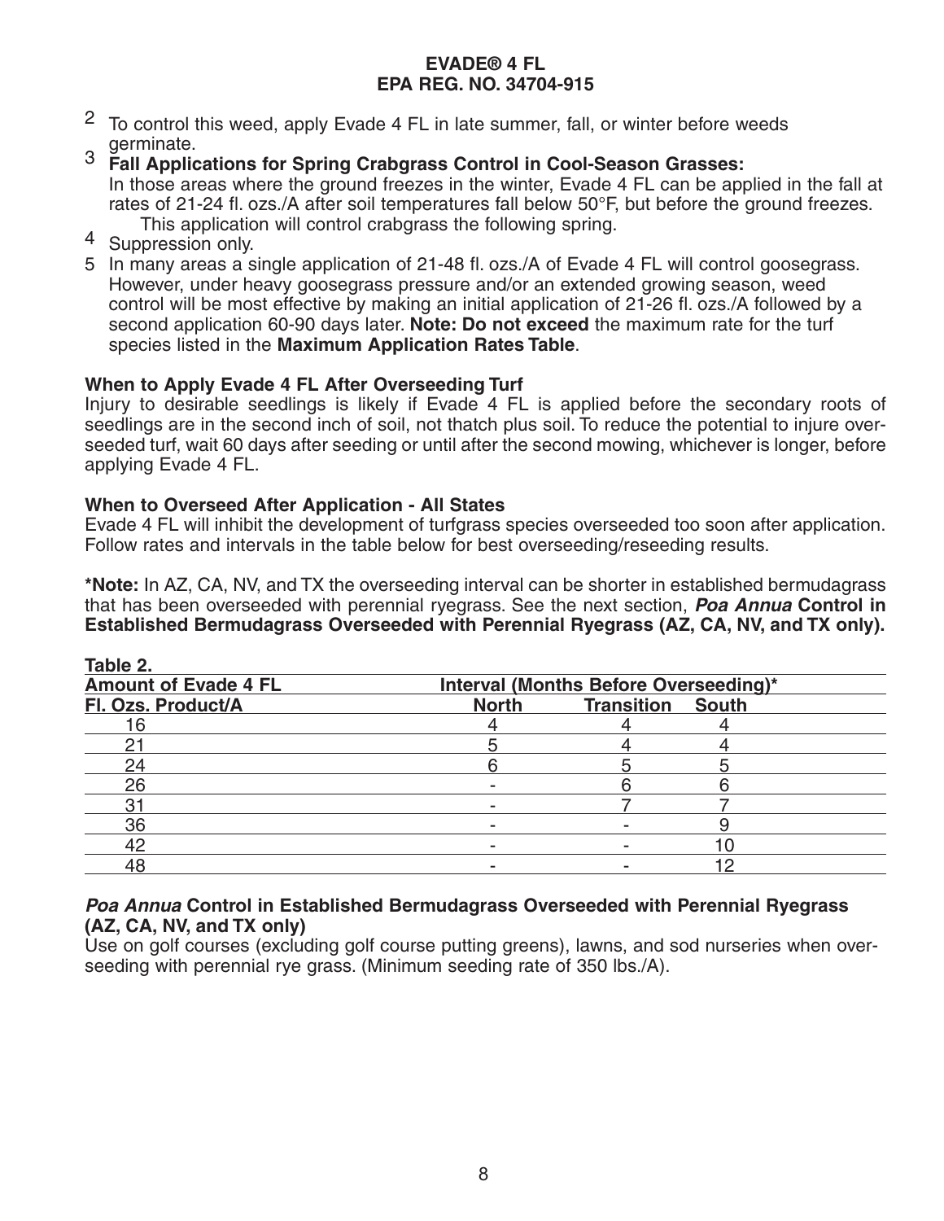**EVADE® 4 FL**
**EPA REG. NO. 34704-915**

2 To control this weed, apply Evade 4 FL in late summer, fall, or winter before weeds germinate.

3 **Fall Applications for Spring Crabgrass Control in Cool-Season Grasses:**
In those areas where the ground freezes in the winter, Evade 4 FL can be applied in the fall at rates of 21-24 fl. ozs./A after soil temperatures fall below 50°F, but before the ground freezes. This application will control crabgrass the following spring.

4 Suppression only.

5 In many areas a single application of 21-48 fl. ozs./A of Evade 4 FL will control goosegrass. However, under heavy goosegrass pressure and/or an extended growing season, weed control will be most effective by making an initial application of 21-26 fl. ozs./A followed by a second application 60-90 days later. **Note: Do not exceed** the maximum rate for the turf species listed in the **Maximum Application Rates Table**.

**When to Apply Evade 4 FL After Overseeding Turf**

Injury to desirable seedlings is likely if Evade 4 FL is applied before the secondary roots of seedlings are in the second inch of soil, not thatch plus soil. To reduce the potential to injure overseeded turf, wait 60 days after seeding or until after the second mowing, whichever is longer, before applying Evade 4 FL.

**When to Overseed After Application - All States**

Evade 4 FL will inhibit the development of turfgrass species overseeded too soon after application. Follow rates and intervals in the table below for best overseeding/reseeding results.

***Note:** In AZ, CA, NV, and TX the overseeding interval can be shorter in established bermudagrass that has been overseeded with perennial ryegrass. See the next section, ***Poa Annua*** **Control in Established Bermudagrass Overseeded with Perennial Ryegrass (AZ, CA, NV, and TX only).**

**Table 2.**

| Amount of Evade 4 FL | Interval (Months Before Overseeding)* | | |
|---|---|---|---|
| Fl. Ozs. Product/A | North | Transition | South |
| 16 | 4 | 4 | 4 |
| 21 | 5 | 4 | 4 |
| 24 | 6 | 5 | 5 |
| 26 | - | 6 | 6 |
| 31 | - | 7 | 7 |
| 36 | - | - | 9 |
| 42 | - | - | 10 |
| 48 | - | - | 12 |

***Poa Annua*** **Control in Established Bermudagrass Overseeded with Perennial Ryegrass (AZ, CA, NV, and TX only)**

Use on golf courses (excluding golf course putting greens), lawns, and sod nurseries when overseeding with perennial rye grass. (Minimum seeding rate of 350 lbs./A).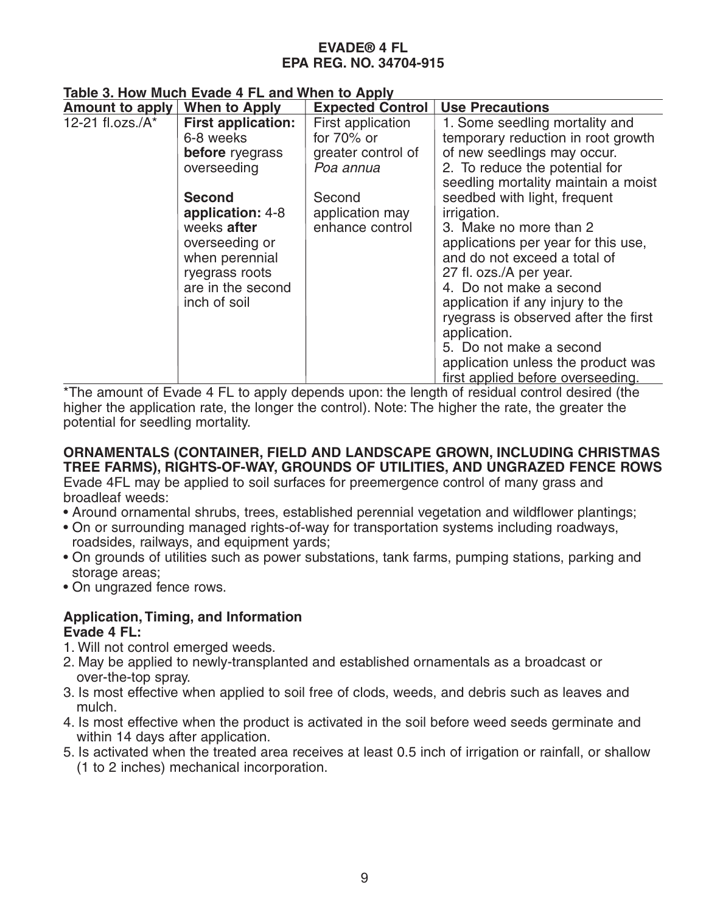**EVADE® 4 FL**
**EPA REG. NO. 34704-915**

**Table 3. How Much Evade 4 FL and When to Apply**

| Amount to apply | When to Apply | Expected Control | Use Precautions |
|---|---|---|---|
| 12-21 fl.ozs./A* | **First application:** 6-8 weeks **before** ryegrass overseeding<br><br>**Second application:** 4-8 weeks **after** overseeding or when perennial ryegrass roots are in the second inch of soil | First application for 70% or greater control of *Poa annua*<br><br>Second application may enhance control | 1. Some seedling mortality and temporary reduction in root growth of new seedlings may occur.<br>2. To reduce the potential for seedling mortality maintain a moist seedbed with light, frequent irrigation.<br>3. Make no more than 2 applications per year for this use, and do not exceed a total of 27 fl. ozs./A per year.<br>4. Do not make a second application if any injury to the ryegrass is observed after the first application.<br>5. Do not make a second application unless the product was first applied before overseeding. |

*The amount of Evade 4 FL to apply depends upon: the length of residual control desired (the higher the application rate, the longer the control). Note: The higher the rate, the greater the potential for seedling mortality.

## ORNAMENTALS (CONTAINER, FIELD AND LANDSCAPE GROWN, INCLUDING CHRISTMAS TREE FARMS), RIGHTS-OF-WAY, GROUNDS OF UTILITIES, AND UNGRAZED FENCE ROWS

Evade 4FL may be applied to soil surfaces for preemergence control of many grass and broadleaf weeds:

- Around ornamental shrubs, trees, established perennial vegetation and wildflower plantings;
- On or surrounding managed rights-of-way for transportation systems including roadways, roadsides, railways, and equipment yards;
- On grounds of utilities such as power substations, tank farms, pumping stations, parking and storage areas;
- On ungrazed fence rows.

### Application, Timing, and Information

**Evade 4 FL:**

1. Will not control emerged weeds.
2. May be applied to newly-transplanted and established ornamentals as a broadcast or over-the-top spray.
3. Is most effective when applied to soil free of clods, weeds, and debris such as leaves and mulch.
4. Is most effective when the product is activated in the soil before weed seeds germinate and within 14 days after application.
5. Is activated when the treated area receives at least 0.5 inch of irrigation or rainfall, or shallow (1 to 2 inches) mechanical incorporation.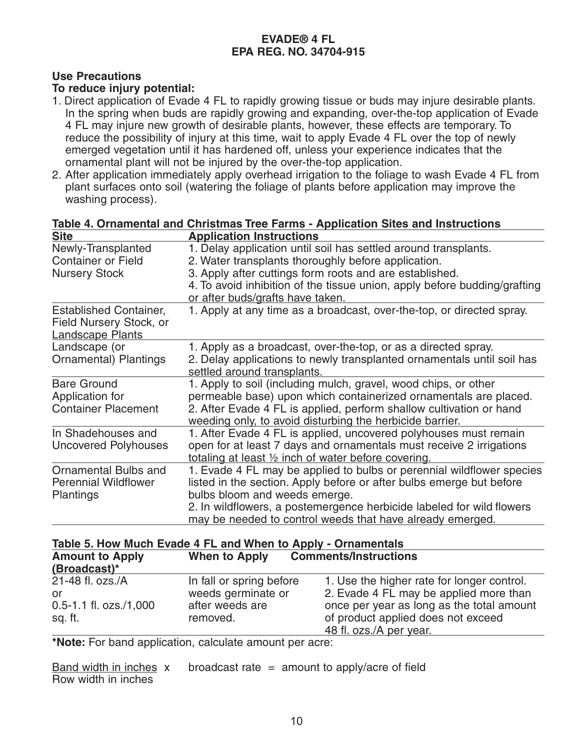**EVADE® 4 FL**
**EPA REG. NO. 34704-915**

### Use Precautions

**To reduce injury potential:**

1. Direct application of Evade 4 FL to rapidly growing tissue or buds may injure desirable plants. In the spring when buds are rapidly growing and expanding, over-the-top application of Evade 4 FL may injure new growth of desirable plants, however, these effects are temporary. To reduce the possibility of injury at this time, wait to apply Evade 4 FL over the top of newly emerged vegetation until it has hardened off, unless your experience indicates that the ornamental plant will not be injured by the over-the-top application.
2. After application immediately apply overhead irrigation to the foliage to wash Evade 4 FL from plant surfaces onto soil (watering the foliage of plants before application may improve the washing process).

**Table 4. Ornamental and Christmas Tree Farms - Application Sites and Instructions**

| Site | Application Instructions |
|---|---|
| Newly-Transplanted Container or Field Nursery Stock | 1. Delay application until soil has settled around transplants.<br>2. Water transplants thoroughly before application.<br>3. Apply after cuttings form roots and are established.<br>4. To avoid inhibition of the tissue union, apply before budding/grafting or after buds/grafts have taken. |
| Established Container, Field Nursery Stock, or Landscape Plants | 1. Apply at any time as a broadcast, over-the-top, or directed spray. |
| Landscape (or Ornamental) Plantings | 1. Apply as a broadcast, over-the-top, or as a directed spray.<br>2. Delay applications to newly transplanted ornamentals until soil has settled around transplants. |
| Bare Ground Application for Container Placement | 1. Apply to soil (including mulch, gravel, wood chips, or other permeable base) upon which containerized ornamentals are placed.<br>2. After Evade 4 FL is applied, perform shallow cultivation or hand weeding only, to avoid disturbing the herbicide barrier. |
| In Shadehouses and Uncovered Polyhouses | 1. After Evade 4 FL is applied, uncovered polyhouses must remain open for at least 7 days and ornamentals must receive 2 irrigations totaling at least ½ inch of water before covering. |
| Ornamental Bulbs and Perennial Wildflower Plantings | 1. Evade 4 FL may be applied to bulbs or perennial wildflower species listed in the section. Apply before or after bulbs emerge but before bulbs bloom and weeds emerge.<br>2. In wildflowers, a postemergence herbicide labeled for wild flowers may be needed to control weeds that have already emerged. |

**Table 5. How Much Evade 4 FL and When to Apply - Ornamentals**

| Amount to Apply (Broadcast)* | When to Apply | Comments/Instructions |
|---|---|---|
| 21-48 fl. ozs./A<br>or<br>0.5-1.1 fl. ozs./1,000 sq. ft. | In fall or spring before weeds germinate or after weeds are removed. | 1. Use the higher rate for longer control.<br>2. Evade 4 FL may be applied more than once per year as long as the total amount of product applied does not exceed 48 fl. ozs./A per year. |

**\*Note:** For band application, calculate amount per acre:

$$\frac{\text{Band width in inches}}{\text{Row width in inches}} \times \text{broadcast rate} = \text{amount to apply/acre of field}$$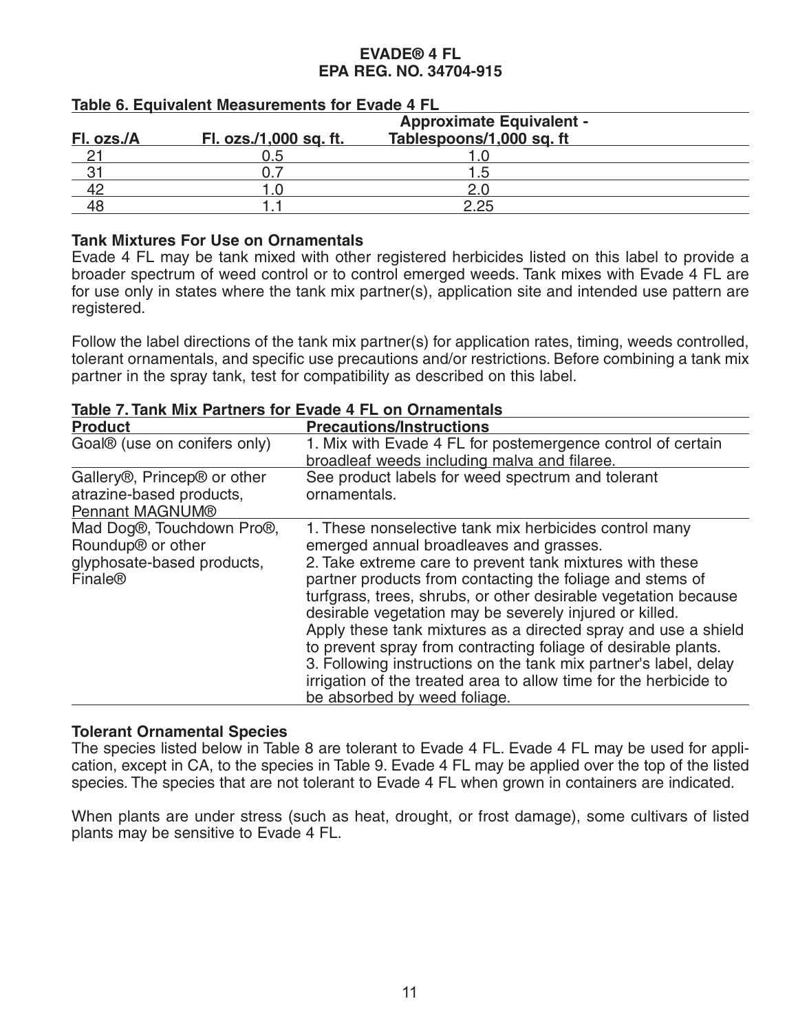**EVADE® 4 FL**
**EPA REG. NO. 34704-915**

**Table 6. Equivalent Measurements for Evade 4 FL**

| Fl. ozs./A | Fl. ozs./1,000 sq. ft. | Approximate Equivalent - Tablespoons/1,000 sq. ft |
|---|---|---|
| 21 | 0.5 | 1.0 |
| 31 | 0.7 | 1.5 |
| 42 | 1.0 | 2.0 |
| 48 | 1.1 | 2.25 |

**Tank Mixtures For Use on Ornamentals**

Evade 4 FL may be tank mixed with other registered herbicides listed on this label to provide a broader spectrum of weed control or to control emerged weeds. Tank mixes with Evade 4 FL are for use only in states where the tank mix partner(s), application site and intended use pattern are registered.

Follow the label directions of the tank mix partner(s) for application rates, timing, weeds controlled, tolerant ornamentals, and specific use precautions and/or restrictions. Before combining a tank mix partner in the spray tank, test for compatibility as described on this label.

**Table 7. Tank Mix Partners for Evade 4 FL on Ornamentals**

| Product | Precautions/Instructions |
|---|---|
| Goal® (use on conifers only) | 1. Mix with Evade 4 FL for postemergence control of certain broadleaf weeds including malva and filaree. |
| Gallery®, Princep® or other atrazine-based products, Pennant MAGNUM® | See product labels for weed spectrum and tolerant ornamentals. |
| Mad Dog®, Touchdown Pro®, Roundup® or other glyphosate-based products, Finale® | 1. These nonselective tank mix herbicides control many emerged annual broadleaves and grasses.<br>2. Take extreme care to prevent tank mixtures with these partner products from contacting the foliage and stems of turfgrass, trees, shrubs, or other desirable vegetation because desirable vegetation may be severely injured or killed. Apply these tank mixtures as a directed spray and use a shield to prevent spray from contracting foliage of desirable plants.<br>3. Following instructions on the tank mix partner's label, delay irrigation of the treated area to allow time for the herbicide to be absorbed by weed foliage. |

**Tolerant Ornamental Species**

The species listed below in Table 8 are tolerant to Evade 4 FL. Evade 4 FL may be used for application, except in CA, to the species in Table 9. Evade 4 FL may be applied over the top of the listed species. The species that are not tolerant to Evade 4 FL when grown in containers are indicated.

When plants are under stress (such as heat, drought, or frost damage), some cultivars of listed plants may be sensitive to Evade 4 FL.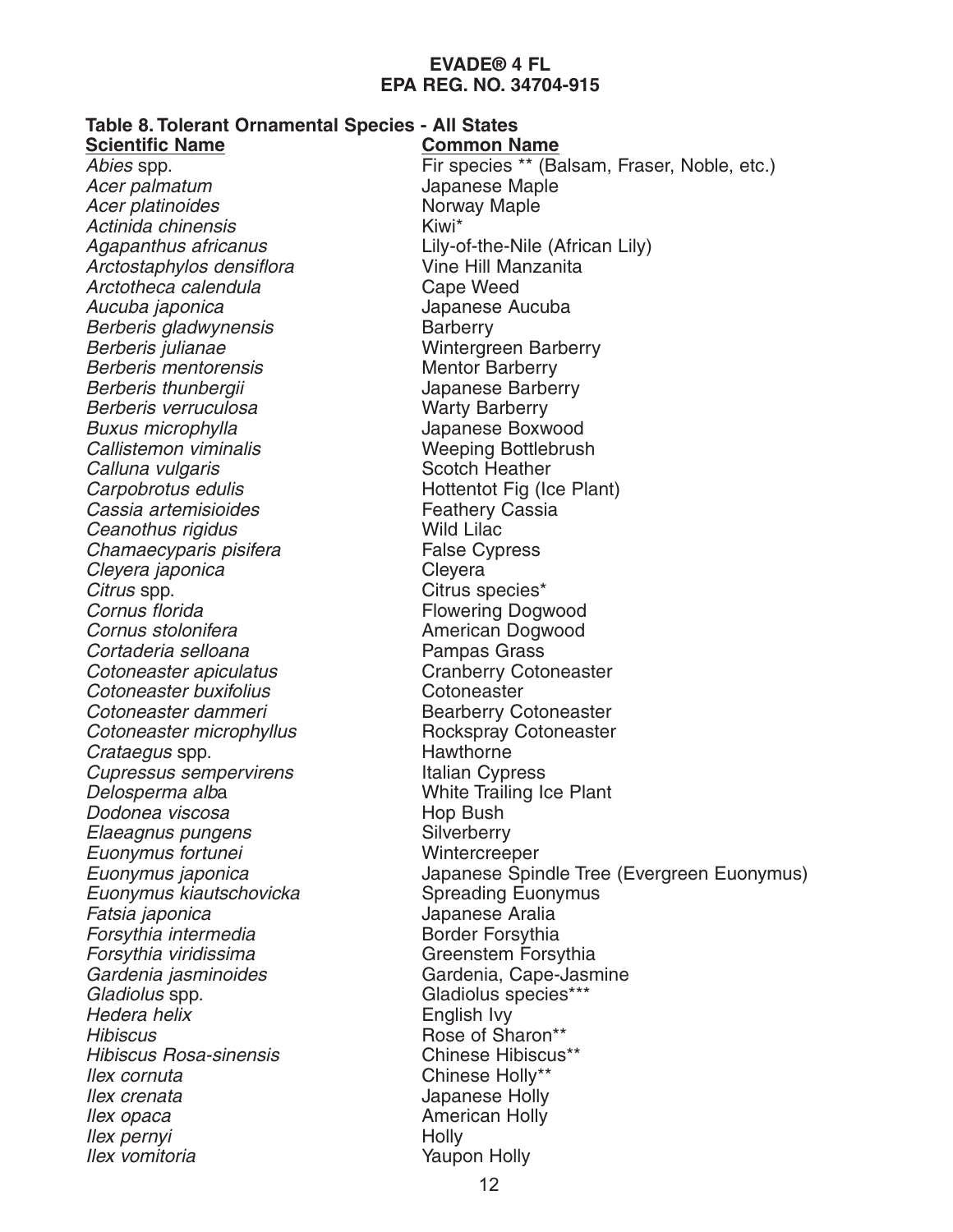**EVADE® 4 FL**
**EPA REG. NO. 34704-915**

**Table 8. Tolerant Ornamental Species - All States**

| **Scientific Name** | **Common Name** |
|---|---|
| *Abies* spp. | Fir species ** (Balsam, Fraser, Noble, etc.) |
| *Acer palmatum* | Japanese Maple |
| *Acer platinoides* | Norway Maple |
| *Actinida chinensis* | Kiwi* |
| *Agapanthus africanus* | Lily-of-the-Nile (African Lily) |
| *Arctostaphylos densiflora* | Vine Hill Manzanita |
| *Arctotheca calendula* | Cape Weed |
| *Aucuba japonica* | Japanese Aucuba |
| *Berberis gladwynensis* | Barberry |
| *Berberis julianae* | Wintergreen Barberry |
| *Berberis mentorensis* | Mentor Barberry |
| *Berberis thunbergii* | Japanese Barberry |
| *Berberis verruculosa* | Warty Barberry |
| *Buxus microphylla* | Japanese Boxwood |
| *Callistemon viminalis* | Weeping Bottlebrush |
| *Calluna vulgaris* | Scotch Heather |
| *Carpobrotus edulis* | Hottentot Fig (Ice Plant) |
| *Cassia artemisioides* | Feathery Cassia |
| *Ceanothus rigidus* | Wild Lilac |
| *Chamaecyparis pisifera* | False Cypress |
| *Cleyera japonica* | Cleyera |
| *Citrus* spp. | Citrus species* |
| *Cornus florida* | Flowering Dogwood |
| *Cornus stolonifera* | American Dogwood |
| *Cortaderia selloana* | Pampas Grass |
| *Cotoneaster apiculatus* | Cranberry Cotoneaster |
| *Cotoneaster buxifolius* | Cotoneaster |
| *Cotoneaster dammeri* | Bearberry Cotoneaster |
| *Cotoneaster microphyllus* | Rockspray Cotoneaster |
| *Crataegus* spp. | Hawthorne |
| *Cupressus sempervirens* | Italian Cypress |
| *Delosperma alb*a | White Trailing Ice Plant |
| *Dodonea viscosa* | Hop Bush |
| *Elaeagnus pungens* | Silverberry |
| *Euonymus fortunei* | Wintercreeper |
| *Euonymus japonica* | Japanese Spindle Tree (Evergreen Euonymus) |
| *Euonymus kiautschovicka* | Spreading Euonymus |
| *Fatsia japonica* | Japanese Aralia |
| *Forsythia intermedia* | Border Forsythia |
| *Forsythia viridissima* | Greenstem Forsythia |
| *Gardenia jasminoides* | Gardenia, Cape-Jasmine |
| *Gladiolus* spp. | Gladiolus species*** |
| *Hedera helix* | English Ivy |
| *Hibiscus* | Rose of Sharon** |
| *Hibiscus Rosa-sinensis* | Chinese Hibiscus** |
| *Ilex cornuta* | Chinese Holly** |
| *Ilex crenata* | Japanese Holly |
| *Ilex opaca* | American Holly |
| *Ilex pernyi* | Holly |
| *Ilex vomitoria* | Yaupon Holly |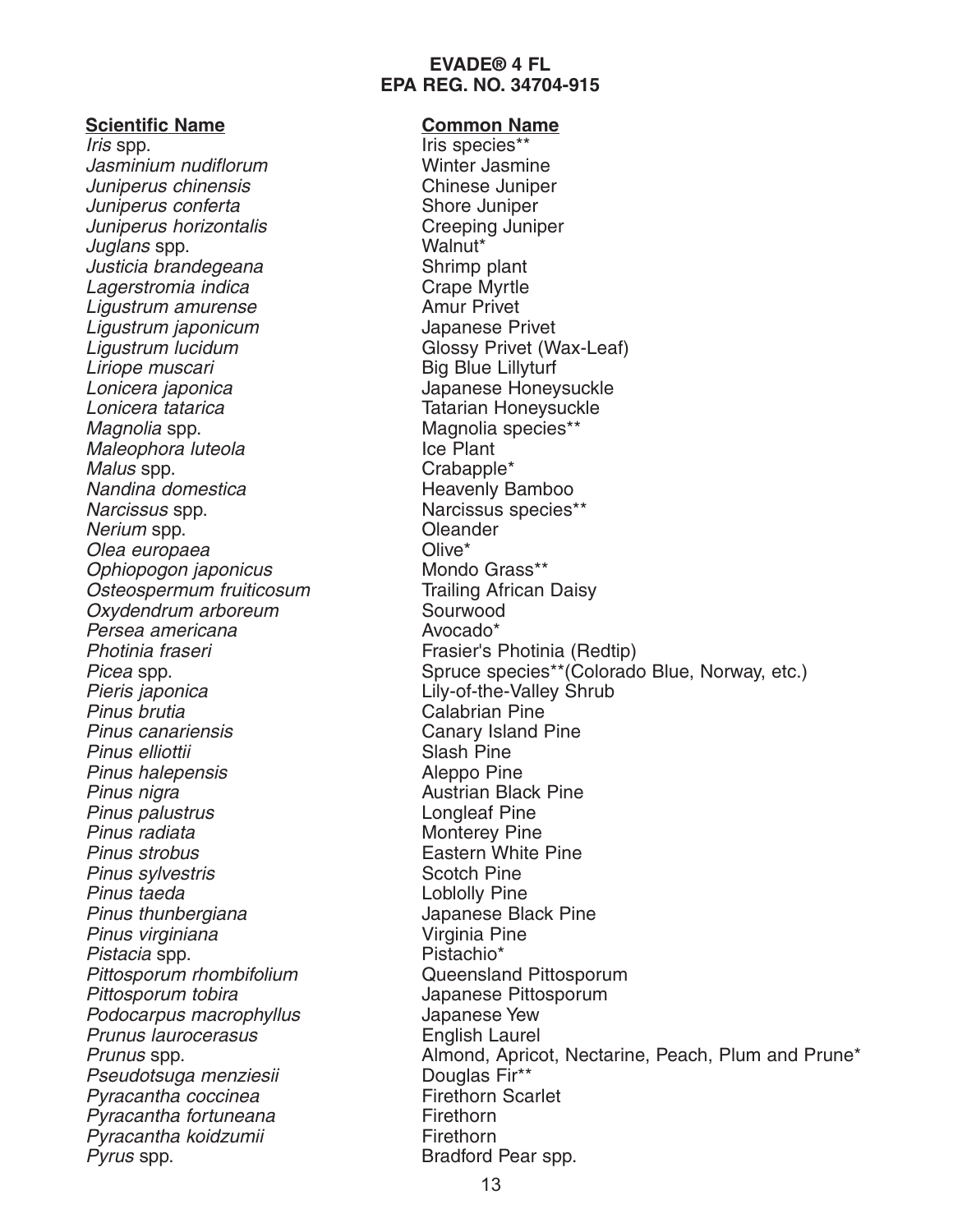| Scientific Name | Common Name |
| --- | --- |
| *Iris* spp. | Iris species** |
| *Jasminium nudiflorum* | Winter Jasmine |
| *Juniperus chinensis* | Chinese Juniper |
| *Juniperus conferta* | Shore Juniper |
| *Juniperus horizontalis* | Creeping Juniper |
| *Juglans* spp. | Walnut* |
| *Justicia brandegeana* | Shrimp plant |
| *Lagerstromia indica* | Crape Myrtle |
| *Ligustrum amurense* | Amur Privet |
| *Ligustrum japonicum* | Japanese Privet |
| *Ligustrum lucidum* | Glossy Privet (Wax-Leaf) |
| *Liriope muscari* | Big Blue Lillyturf |
| *Lonicera japonica* | Japanese Honeysuckle |
| *Lonicera tatarica* | Tatarian Honeysuckle |
| *Magnolia* spp. | Magnolia species** |
| *Maleophora luteola* | Ice Plant |
| *Malus* spp. | Crabapple* |
| *Nandina domestica* | Heavenly Bamboo |
| *Narcissus* spp. | Narcissus species** |
| *Nerium* spp. | Oleander |
| *Olea europaea* | Olive* |
| *Ophiopogon japonicus* | Mondo Grass** |
| *Osteospermum fruiticosum* | Trailing African Daisy |
| *Oxydendrum arboreum* | Sourwood |
| *Persea americana* | Avocado* |
| *Photinia fraseri* | Frasier's Photinia (Redtip) |
| *Picea* spp. | Spruce species**(Colorado Blue, Norway, etc.) |
| *Pieris japonica* | Lily-of-the-Valley Shrub |
| *Pinus brutia* | Calabrian Pine |
| *Pinus canariensis* | Canary Island Pine |
| *Pinus elliottii* | Slash Pine |
| *Pinus halepensis* | Aleppo Pine |
| *Pinus nigra* | Austrian Black Pine |
| *Pinus palustrus* | Longleaf Pine |
| *Pinus radiata* | Monterey Pine |
| *Pinus strobus* | Eastern White Pine |
| *Pinus sylvestris* | Scotch Pine |
| *Pinus taeda* | Loblolly Pine |
| *Pinus thunbergiana* | Japanese Black Pine |
| *Pinus virginiana* | Virginia Pine |
| *Pistacia* spp. | Pistachio* |
| *Pittosporum rhombifolium* | Queensland Pittosporum |
| *Pittosporum tobira* | Japanese Pittosporum |
| *Podocarpus macrophyllus* | Japanese Yew |
| *Prunus laurocerasus* | English Laurel |
| *Prunus* spp. | Almond, Apricot, Nectarine, Peach, Plum and Prune* |
| *Pseudotsuga menziesii* | Douglas Fir** |
| *Pyracantha coccinea* | Firethorn Scarlet |
| *Pyracantha fortuneana* | Firethorn |
| *Pyracantha koidzumii* | Firethorn |
| *Pyrus* spp. | Bradford Pear spp. |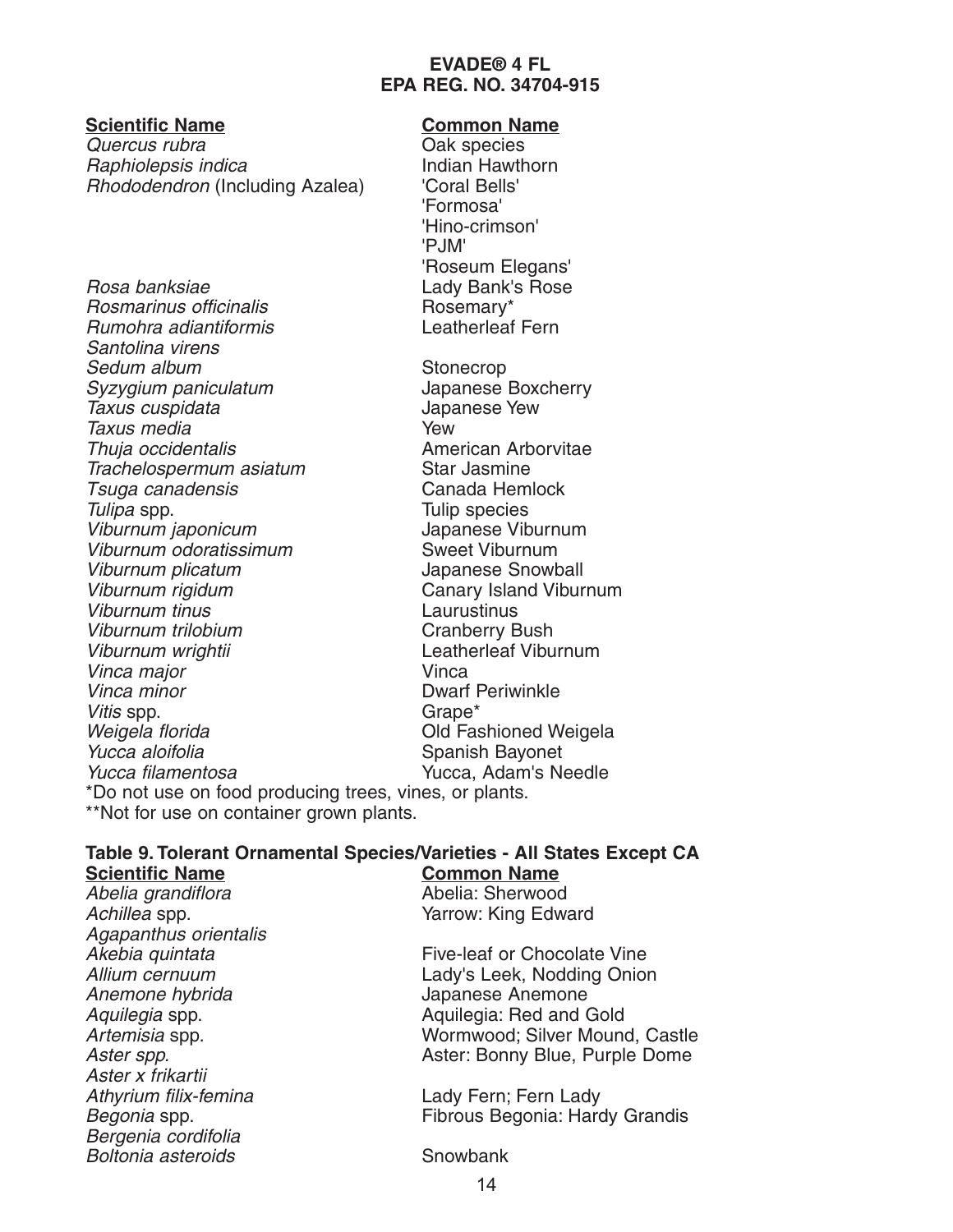**EVADE® 4 FL**
**EPA REG. NO. 34704-915**

| Scientific Name | Common Name |
|---|---|
| *Quercus rubra* | Oak species |
| *Raphiolepsis indica* | Indian Hawthorn |
| *Rhododendron* (Including Azalea) | 'Coral Bells' |
| | 'Formosa' |
| | 'Hino-crimson' |
| | 'PJM' |
| | 'Roseum Elegans' |
| *Rosa banksiae* | Lady Bank's Rose |
| *Rosmarinus officinalis* | Rosemary* |
| *Rumohra adiantiformis* | Leatherleaf Fern |
| *Santolina virens* | |
| *Sedum album* | Stonecrop |
| *Syzygium paniculatum* | Japanese Boxcherry |
| *Taxus cuspidata* | Japanese Yew |
| *Taxus media* | Yew |
| *Thuja occidentalis* | American Arborvitae |
| *Trachelospermum asiatum* | Star Jasmine |
| *Tsuga canadensis* | Canada Hemlock |
| *Tulipa* spp. | Tulip species |
| *Viburnum japonicum* | Japanese Viburnum |
| *Viburnum odoratissimum* | Sweet Viburnum |
| *Viburnum plicatum* | Japanese Snowball |
| *Viburnum rigidum* | Canary Island Viburnum |
| *Viburnum tinus* | Laurustinus |
| *Viburnum trilobium* | Cranberry Bush |
| *Viburnum wrightii* | Leatherleaf Viburnum |
| *Vinca major* | Vinca |
| *Vinca minor* | Dwarf Periwinkle |
| *Vitis* spp. | Grape* |
| *Weigela florida* | Old Fashioned Weigela |
| *Yucca aloifolia* | Spanish Bayonet |
| *Yucca filamentosa* | Yucca, Adam's Needle |

*Do not use on food producing trees, vines, or plants.
**Not for use on container grown plants.

**Table 9. Tolerant Ornamental Species/Varieties - All States Except CA**

| Scientific Name | Common Name |
|---|---|
| *Abelia grandiflora* | Abelia: Sherwood |
| *Achillea* spp. | Yarrow: King Edward |
| *Agapanthus orientalis* | |
| *Akebia quintata* | Five-leaf or Chocolate Vine |
| *Allium cernuum* | Lady's Leek, Nodding Onion |
| *Anemone hybrida* | Japanese Anemone |
| *Aquilegia* spp. | Aquilegia: Red and Gold |
| *Artemisia* spp. | Wormwood; Silver Mound, Castle |
| *Aster spp.* | Aster: Bonny Blue, Purple Dome |
| *Aster x frikartii* | |
| *Athyrium filix-femina* | Lady Fern; Fern Lady |
| *Begonia* spp. | Fibrous Begonia: Hardy Grandis |
| *Bergenia cordifolia* | |
| *Boltonia asteroids* | Snowbank |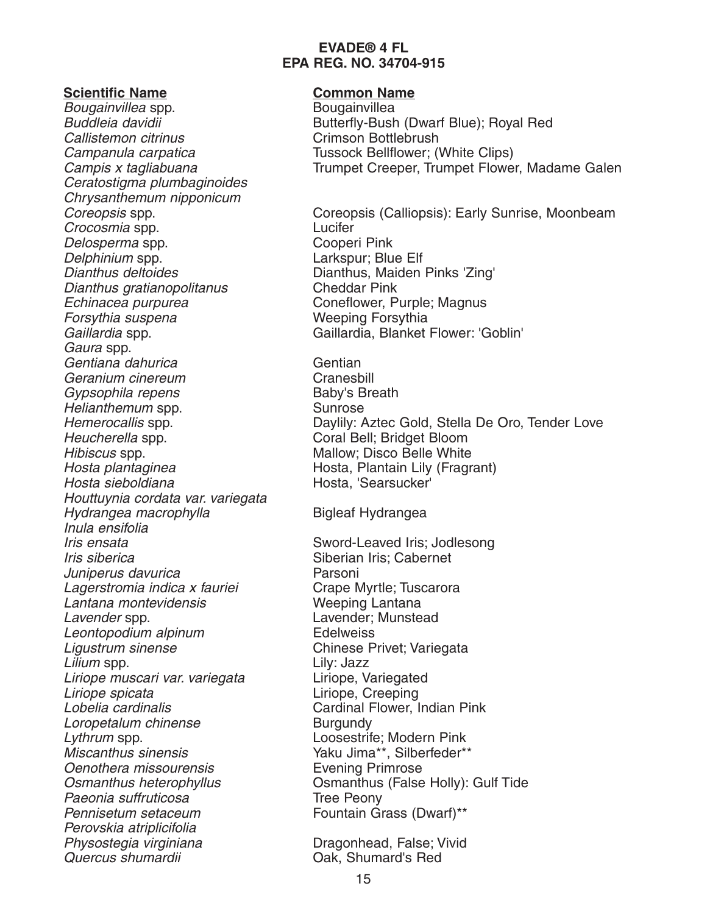**EVADE® 4 FL**
**EPA REG. NO. 34704-915**

| Scientific Name | Common Name |
|---|---|
| *Bougainvillea* spp. | Bougainvillea |
| *Buddleia davidii* | Butterfly-Bush (Dwarf Blue); Royal Red |
| *Callistemon citrinus* | Crimson Bottlebrush |
| *Campanula carpatica* | Tussock Bellflower; (White Clips) |
| *Campis x tagliabuana* | Trumpet Creeper, Trumpet Flower, Madame Galen |
| *Ceratostigma plumbaginoides* | |
| *Chrysanthemum nipponicum* | |
| *Coreopsis* spp. | Coreopsis (Calliopsis): Early Sunrise, Moonbeam |
| *Crocosmia* spp. | Lucifer |
| *Delosperma* spp. | Cooperi Pink |
| *Delphinium* spp. | Larkspur; Blue Elf |
| *Dianthus deltoides* | Dianthus, Maiden Pinks 'Zing' |
| *Dianthus gratianopolitanus* | Cheddar Pink |
| *Echinacea purpurea* | Coneflower, Purple; Magnus |
| *Forsythia suspena* | Weeping Forsythia |
| *Gaillardia* spp. | Gaillardia, Blanket Flower: 'Goblin' |
| *Gaura* spp. | |
| *Gentiana dahurica* | Gentian |
| *Geranium cinereum* | Cranesbill |
| *Gypsophila repens* | Baby's Breath |
| *Helianthemum* spp. | Sunrose |
| *Hemerocallis* spp. | Daylily: Aztec Gold, Stella De Oro, Tender Love |
| *Heucherella* spp. | Coral Bell; Bridget Bloom |
| *Hibiscus* spp. | Mallow; Disco Belle White |
| *Hosta plantaginea* | Hosta, Plantain Lily (Fragrant) |
| *Hosta sieboldiana* | Hosta, 'Searsucker' |
| *Houttuynia cordata var. variegata* | |
| *Hydrangea macrophylla* | Bigleaf Hydrangea |
| *Inula ensifolia* | |
| *Iris ensata* | Sword-Leaved Iris; Jodlesong |
| *Iris siberica* | Siberian Iris; Cabernet |
| *Juniperus davurica* | Parsoni |
| *Lagerstromia indica x fauriei* | Crape Myrtle; Tuscarora |
| *Lantana montevidensis* | Weeping Lantana |
| *Lavender* spp. | Lavender; Munstead |
| *Leontopodium alpinum* | Edelweiss |
| *Ligustrum sinense* | Chinese Privet; Variegata |
| *Lilium* spp. | Lily: Jazz |
| *Liriope muscari var. variegata* | Liriope, Variegated |
| *Liriope spicata* | Liriope, Creeping |
| *Lobelia cardinalis* | Cardinal Flower, Indian Pink |
| *Loropetalum chinense* | Burgundy |
| *Lythrum* spp. | Loosestrife; Modern Pink |
| *Miscanthus sinensis* | Yaku Jima**, Silberfeder** |
| *Oenothera missourensis* | Evening Primrose |
| *Osmanthus heterophyllus* | Osmanthus (False Holly): Gulf Tide |
| *Paeonia suffruticosa* | Tree Peony |
| *Pennisetum setaceum* | Fountain Grass (Dwarf)** |
| *Perovskia atriplicifolia* | |
| *Physostegia virginiana* | Dragonhead, False; Vivid |
| *Quercus shumardii* | Oak, Shumard's Red |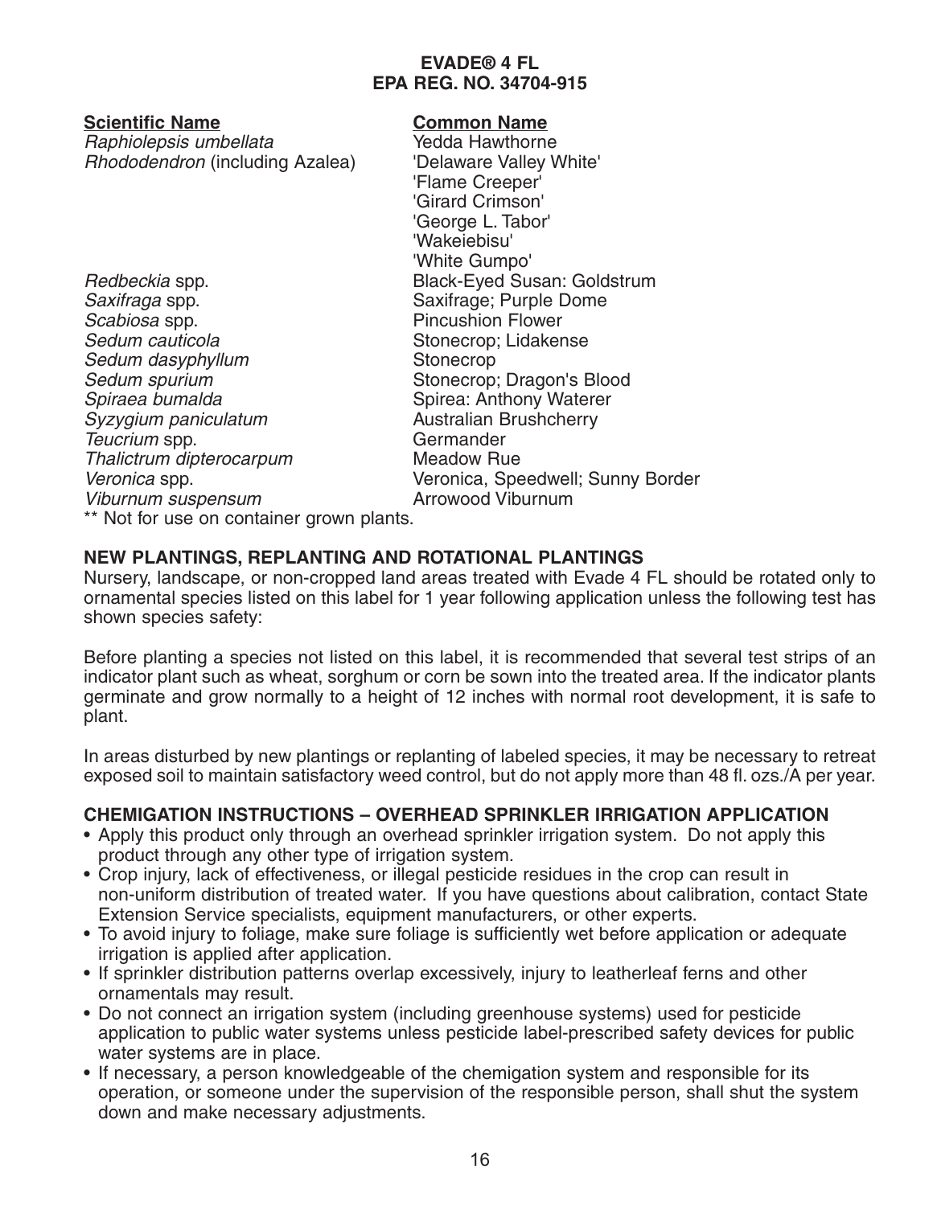**EVADE® 4 FL**
**EPA REG. NO. 34704-915**

| Scientific Name | Common Name |
| --- | --- |
| *Raphiolepsis umbellata* | Yedda Hawthorne |
| *Rhododendron* (including Azalea) | 'Delaware Valley White' |
| | 'Flame Creeper' |
| | 'Girard Crimson' |
| | 'George L. Tabor' |
| | 'Wakeiebisu' |
| | 'White Gumpo' |
| *Redbeckia* spp. | Black-Eyed Susan: Goldstrum |
| *Saxifraga* spp. | Saxifrage; Purple Dome |
| *Scabiosa* spp. | Pincushion Flower |
| *Sedum cauticola* | Stonecrop; Lidakense |
| *Sedum dasyphyllum* | Stonecrop |
| *Sedum spurium* | Stonecrop; Dragon's Blood |
| *Spiraea bumalda* | Spirea: Anthony Waterer |
| *Syzygium paniculatum* | Australian Brushcherry |
| *Teucrium* spp. | Germander |
| *Thalictrum dipterocarpum* | Meadow Rue |
| *Veronica* spp. | Veronica, Speedwell; Sunny Border |
| *Viburnum suspensum* | Arrowood Viburnum |

** Not for use on container grown plants.

## NEW PLANTINGS, REPLANTING AND ROTATIONAL PLANTINGS

Nursery, landscape, or non-cropped land areas treated with Evade 4 FL should be rotated only to ornamental species listed on this label for 1 year following application unless the following test has shown species safety:

Before planting a species not listed on this label, it is recommended that several test strips of an indicator plant such as wheat, sorghum or corn be sown into the treated area. If the indicator plants germinate and grow normally to a height of 12 inches with normal root development, it is safe to plant.

In areas disturbed by new plantings or replanting of labeled species, it may be necessary to retreat exposed soil to maintain satisfactory weed control, but do not apply more than 48 fl. ozs./A per year.

## CHEMIGATION INSTRUCTIONS – OVERHEAD SPRINKLER IRRIGATION APPLICATION

- Apply this product only through an overhead sprinkler irrigation system. Do not apply this product through any other type of irrigation system.
- Crop injury, lack of effectiveness, or illegal pesticide residues in the crop can result in non-uniform distribution of treated water. If you have questions about calibration, contact State Extension Service specialists, equipment manufacturers, or other experts.
- To avoid injury to foliage, make sure foliage is sufficiently wet before application or adequate irrigation is applied after application.
- If sprinkler distribution patterns overlap excessively, injury to leatherleaf ferns and other ornamentals may result.
- Do not connect an irrigation system (including greenhouse systems) used for pesticide application to public water systems unless pesticide label-prescribed safety devices for public water systems are in place.
- If necessary, a person knowledgeable of the chemigation system and responsible for its operation, or someone under the supervision of the responsible person, shall shut the system down and make necessary adjustments.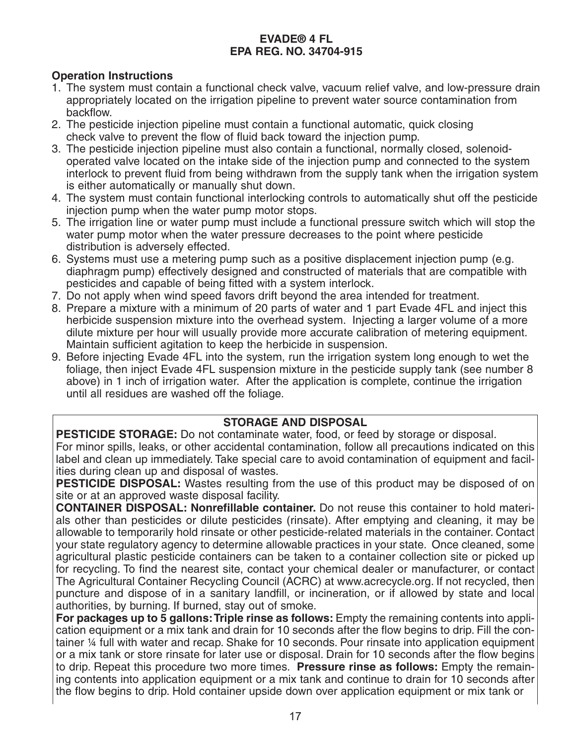**EVADE® 4 FL**
**EPA REG. NO. 34704-915**

**Operation Instructions**

1. The system must contain a functional check valve, vacuum relief valve, and low-pressure drain appropriately located on the irrigation pipeline to prevent water source contamination from backflow.
2. The pesticide injection pipeline must contain a functional automatic, quick closing check valve to prevent the flow of fluid back toward the injection pump.
3. The pesticide injection pipeline must also contain a functional, normally closed, solenoid-operated valve located on the intake side of the injection pump and connected to the system interlock to prevent fluid from being withdrawn from the supply tank when the irrigation system is either automatically or manually shut down.
4. The system must contain functional interlocking controls to automatically shut off the pesticide injection pump when the water pump motor stops.
5. The irrigation line or water pump must include a functional pressure switch which will stop the water pump motor when the water pressure decreases to the point where pesticide distribution is adversely effected.
6. Systems must use a metering pump such as a positive displacement injection pump (e.g. diaphragm pump) effectively designed and constructed of materials that are compatible with pesticides and capable of being fitted with a system interlock.
7. Do not apply when wind speed favors drift beyond the area intended for treatment.
8. Prepare a mixture with a minimum of 20 parts of water and 1 part Evade 4FL and inject this herbicide suspension mixture into the overhead system. Injecting a larger volume of a more dilute mixture per hour will usually provide more accurate calibration of metering equipment. Maintain sufficient agitation to keep the herbicide in suspension.
9. Before injecting Evade 4FL into the system, run the irrigation system long enough to wet the foliage, then inject Evade 4FL suspension mixture in the pesticide supply tank (see number 8 above) in 1 inch of irrigation water. After the application is complete, continue the irrigation until all residues are washed off the foliage.

**STORAGE AND DISPOSAL**

**PESTICIDE STORAGE:** Do not contaminate water, food, or feed by storage or disposal. For minor spills, leaks, or other accidental contamination, follow all precautions indicated on this label and clean up immediately. Take special care to avoid contamination of equipment and facilities during clean up and disposal of wastes.

**PESTICIDE DISPOSAL:** Wastes resulting from the use of this product may be disposed of on site or at an approved waste disposal facility.

**CONTAINER DISPOSAL: Nonrefillable container.** Do not reuse this container to hold materials other than pesticides or dilute pesticides (rinsate). After emptying and cleaning, it may be allowable to temporarily hold rinsate or other pesticide-related materials in the container. Contact your state regulatory agency to determine allowable practices in your state. Once cleaned, some agricultural plastic pesticide containers can be taken to a container collection site or picked up for recycling. To find the nearest site, contact your chemical dealer or manufacturer, or contact The Agricultural Container Recycling Council (ACRC) at www.acrecycle.org. If not recycled, then puncture and dispose of in a sanitary landfill, or incineration, or if allowed by state and local authorities, by burning. If burned, stay out of smoke.

**For packages up to 5 gallons: Triple rinse as follows:** Empty the remaining contents into application equipment or a mix tank and drain for 10 seconds after the flow begins to drip. Fill the container ¼ full with water and recap. Shake for 10 seconds. Pour rinsate into application equipment or a mix tank or store rinsate for later use or disposal. Drain for 10 seconds after the flow begins to drip. Repeat this procedure two more times. **Pressure rinse as follows:** Empty the remaining contents into application equipment or a mix tank and continue to drain for 10 seconds after the flow begins to drip. Hold container upside down over application equipment or mix tank or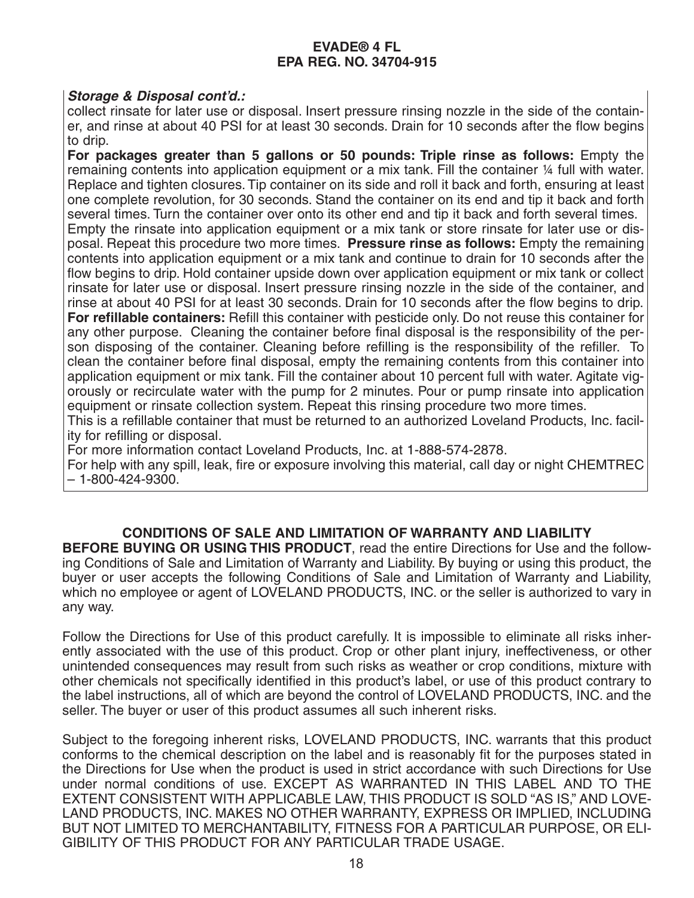***Storage & Disposal cont'd.:***

collect rinsate for later use or disposal. Insert pressure rinsing nozzle in the side of the container, and rinse at about 40 PSI for at least 30 seconds. Drain for 10 seconds after the flow begins to drip.

**For packages greater than 5 gallons or 50 pounds: Triple rinse as follows:** Empty the remaining contents into application equipment or a mix tank. Fill the container ¼ full with water. Replace and tighten closures. Tip container on its side and roll it back and forth, ensuring at least one complete revolution, for 30 seconds. Stand the container on its end and tip it back and forth several times. Turn the container over onto its other end and tip it back and forth several times.

Empty the rinsate into application equipment or a mix tank or store rinsate for later use or disposal. Repeat this procedure two more times. **Pressure rinse as follows:** Empty the remaining contents into application equipment or a mix tank and continue to drain for 10 seconds after the flow begins to drip. Hold container upside down over application equipment or mix tank or collect rinsate for later use or disposal. Insert pressure rinsing nozzle in the side of the container, and rinse at about 40 PSI for at least 30 seconds. Drain for 10 seconds after the flow begins to drip.

**For refillable containers:** Refill this container with pesticide only. Do not reuse this container for any other purpose. Cleaning the container before final disposal is the responsibility of the person disposing of the container. Cleaning before refilling is the responsibility of the refiller. To clean the container before final disposal, empty the remaining contents from this container into application equipment or mix tank. Fill the container about 10 percent full with water. Agitate vigorously or recirculate water with the pump for 2 minutes. Pour or pump rinsate into application equipment or rinsate collection system. Repeat this rinsing procedure two more times.

This is a refillable container that must be returned to an authorized Loveland Products, Inc. facility for refilling or disposal.

For more information contact Loveland Products, Inc. at 1-888-574-2878.

For help with any spill, leak, fire or exposure involving this material, call day or night CHEMTREC – 1-800-424-9300.

## CONDITIONS OF SALE AND LIMITATION OF WARRANTY AND LIABILITY

**BEFORE BUYING OR USING THIS PRODUCT**, read the entire Directions for Use and the following Conditions of Sale and Limitation of Warranty and Liability. By buying or using this product, the buyer or user accepts the following Conditions of Sale and Limitation of Warranty and Liability, which no employee or agent of LOVELAND PRODUCTS, INC. or the seller is authorized to vary in any way.

Follow the Directions for Use of this product carefully. It is impossible to eliminate all risks inherently associated with the use of this product. Crop or other plant injury, ineffectiveness, or other unintended consequences may result from such risks as weather or crop conditions, mixture with other chemicals not specifically identified in this product's label, or use of this product contrary to the label instructions, all of which are beyond the control of LOVELAND PRODUCTS, INC. and the seller. The buyer or user of this product assumes all such inherent risks.

Subject to the foregoing inherent risks, LOVELAND PRODUCTS, INC. warrants that this product conforms to the chemical description on the label and is reasonably fit for the purposes stated in the Directions for Use when the product is used in strict accordance with such Directions for Use under normal conditions of use. EXCEPT AS WARRANTED IN THIS LABEL AND TO THE EXTENT CONSISTENT WITH APPLICABLE LAW, THIS PRODUCT IS SOLD "AS IS," AND LOVELAND PRODUCTS, INC. MAKES NO OTHER WARRANTY, EXPRESS OR IMPLIED, INCLUDING BUT NOT LIMITED TO MERCHANTABILITY, FITNESS FOR A PARTICULAR PURPOSE, OR ELIGIBILITY OF THIS PRODUCT FOR ANY PARTICULAR TRADE USAGE.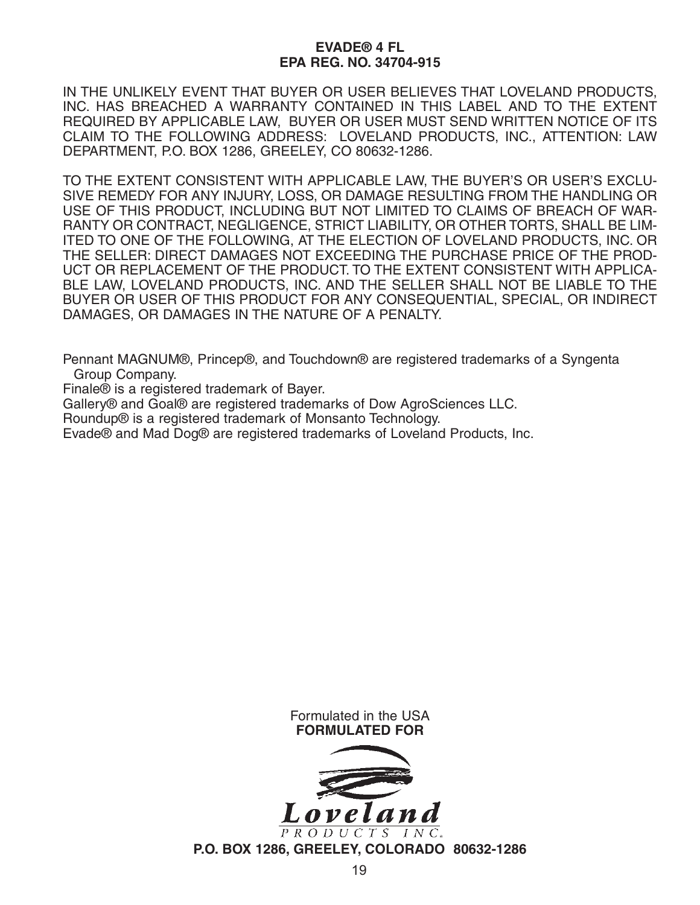**EVADE® 4 FL**
**EPA REG. NO. 34704-915**

IN THE UNLIKELY EVENT THAT BUYER OR USER BELIEVES THAT LOVELAND PRODUCTS, INC. HAS BREACHED A WARRANTY CONTAINED IN THIS LABEL AND TO THE EXTENT REQUIRED BY APPLICABLE LAW, BUYER OR USER MUST SEND WRITTEN NOTICE OF ITS CLAIM TO THE FOLLOWING ADDRESS: LOVELAND PRODUCTS, INC., ATTENTION: LAW DEPARTMENT, P.O. BOX 1286, GREELEY, CO 80632-1286.

TO THE EXTENT CONSISTENT WITH APPLICABLE LAW, THE BUYER'S OR USER'S EXCLUSIVE REMEDY FOR ANY INJURY, LOSS, OR DAMAGE RESULTING FROM THE HANDLING OR USE OF THIS PRODUCT, INCLUDING BUT NOT LIMITED TO CLAIMS OF BREACH OF WARRANTY OR CONTRACT, NEGLIGENCE, STRICT LIABILITY, OR OTHER TORTS, SHALL BE LIMITED TO ONE OF THE FOLLOWING, AT THE ELECTION OF LOVELAND PRODUCTS, INC. OR THE SELLER: DIRECT DAMAGES NOT EXCEEDING THE PURCHASE PRICE OF THE PRODUCT OR REPLACEMENT OF THE PRODUCT. TO THE EXTENT CONSISTENT WITH APPLICABLE LAW, LOVELAND PRODUCTS, INC. AND THE SELLER SHALL NOT BE LIABLE TO THE BUYER OR USER OF THIS PRODUCT FOR ANY CONSEQUENTIAL, SPECIAL, OR INDIRECT DAMAGES, OR DAMAGES IN THE NATURE OF A PENALTY.

Pennant MAGNUM®, Princep®, and Touchdown® are registered trademarks of a Syngenta Group Company.
Finale® is a registered trademark of Bayer.
Gallery® and Goal® are registered trademarks of Dow AgroSciences LLC.
Roundup® is a registered trademark of Monsanto Technology.
Evade® and Mad Dog® are registered trademarks of Loveland Products, Inc.

Formulated in the USA
**FORMULATED FOR**

Loveland
PRODUCTS INC.

**P.O. BOX 1286, GREELEY, COLORADO 80632-1286**